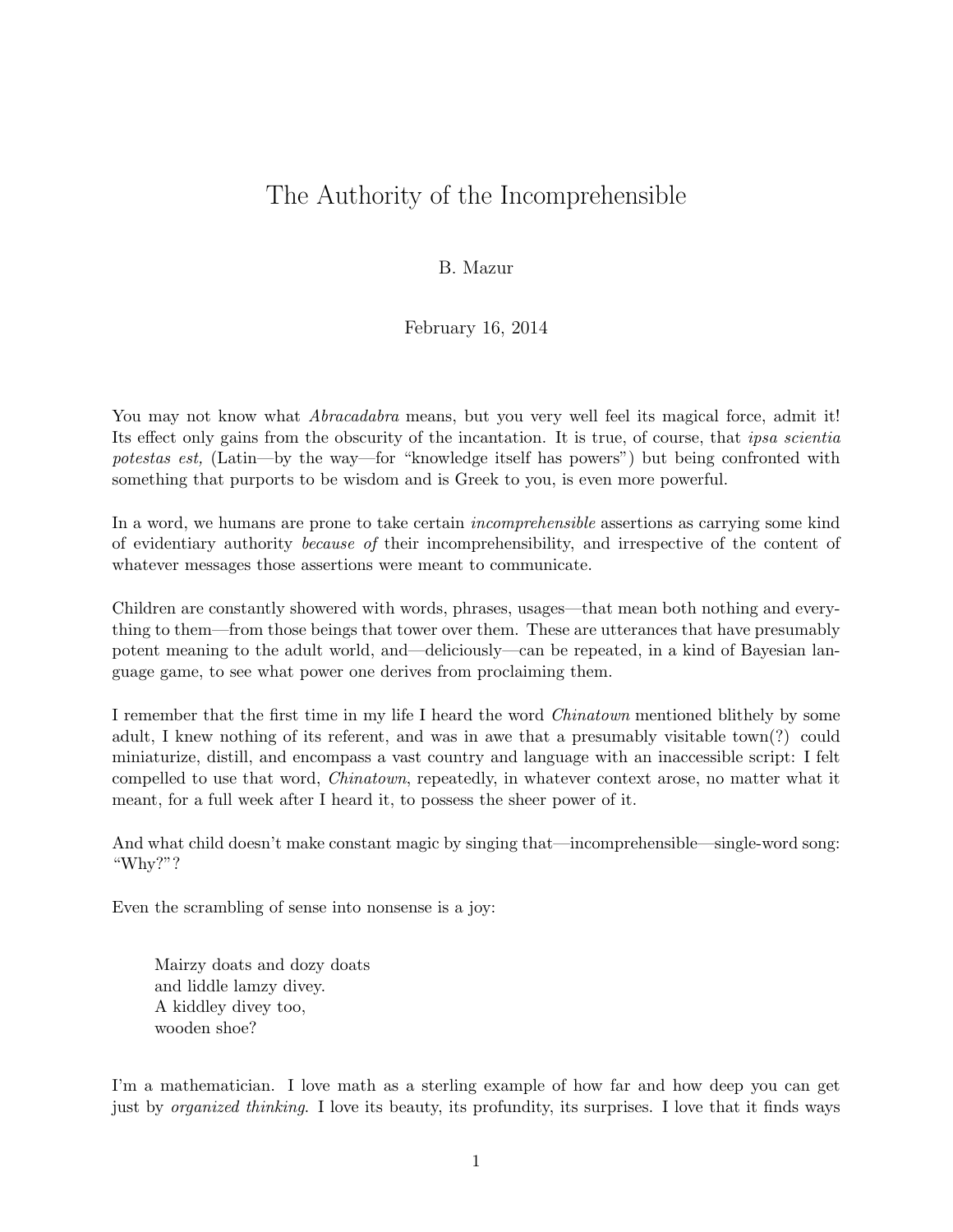# The Authority of the Incomprehensible

B. Mazur

February 16, 2014

You may not know what *Abracadabra* means, but you very well feel its magical force, admit it! Its effect only gains from the obscurity of the incantation. It is true, of course, that *ipsa scientia potestas est,* (Latin—by the way—for "knowledge itself has powers") but being confronted with something that purports to be wisdom and is Greek to you, is even more powerful.

In a word, we humans are prone to take certain *incomprehensible* assertions as carrying some kind of evidentiary authority *because of* their incomprehensibility, and irrespective of the content of whatever messages those assertions were meant to communicate.

Children are constantly showered with words, phrases, usages—that mean both nothing and everything to them—from those beings that tower over them. These are utterances that have presumably potent meaning to the adult world, and—deliciously—can be repeated, in a kind of Bayesian language game, to see what power one derives from proclaiming them.

I remember that the first time in my life I heard the word *Chinatown* mentioned blithely by some adult, I knew nothing of its referent, and was in awe that a presumably visitable town(?) could miniaturize, distill, and encompass a vast country and language with an inaccessible script: I felt compelled to use that word, *Chinatown*, repeatedly, in whatever context arose, no matter what it meant, for a full week after I heard it, to possess the sheer power of it.

And what child doesn't make constant magic by singing that—incomprehensible—single-word song: "Why?"?

Even the scrambling of sense into nonsense is a joy:

> Mairzy doats and dozy doats
> and liddle lamzy divey.
> A kiddley divey too,
> wooden shoe?

I'm a mathematician. I love math as a sterling example of how far and how deep you can get just by *organized thinking*. I love its beauty, its profundity, its surprises. I love that it finds ways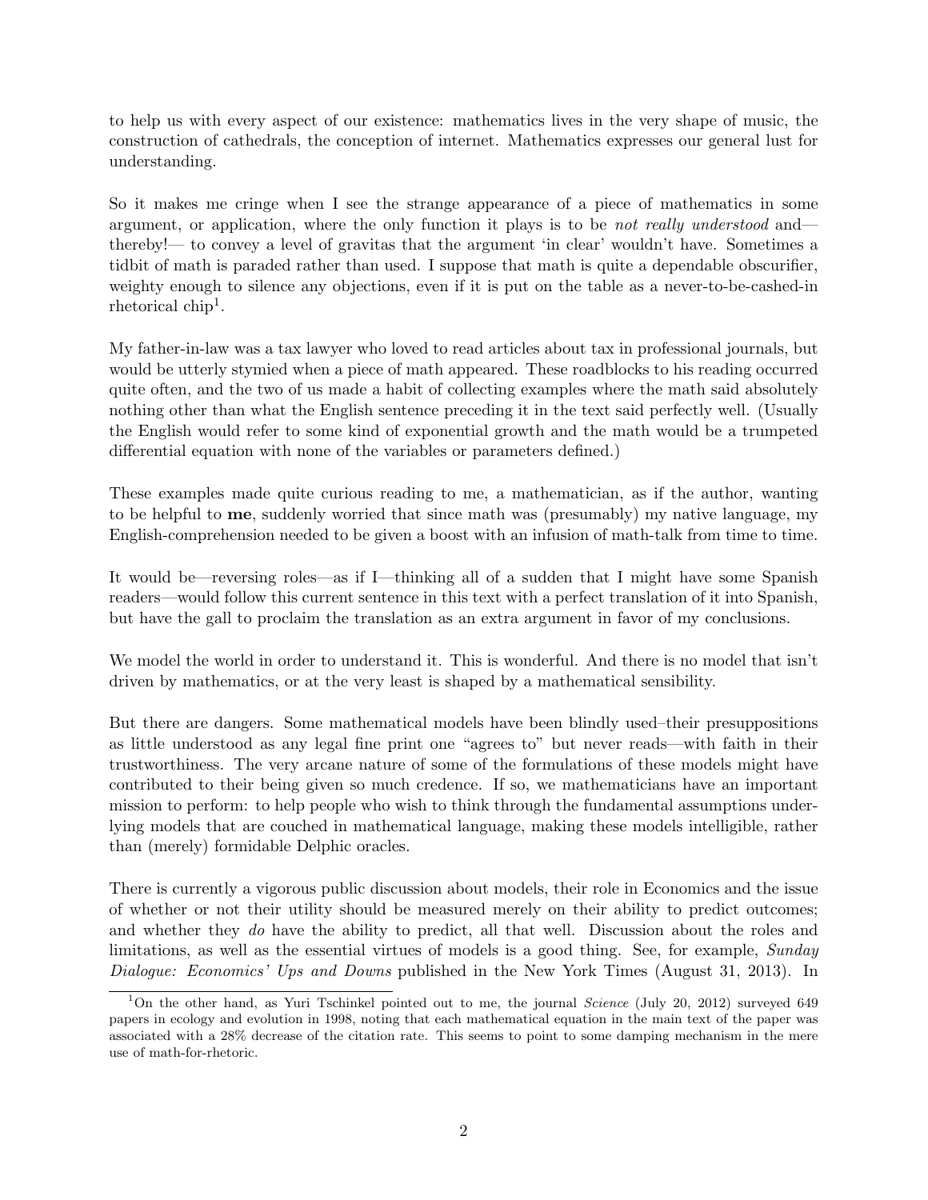to help us with every aspect of our existence: mathematics lives in the very shape of music, the construction of cathedrals, the conception of internet. Mathematics expresses our general lust for understanding.

So it makes me cringe when I see the strange appearance of a piece of mathematics in some argument, or application, where the only function it plays is to be *not really understood* and—thereby!— to convey a level of gravitas that the argument 'in clear' wouldn't have. Sometimes a tidbit of math is paraded rather than used. I suppose that math is quite a dependable obscurifier, weighty enough to silence any objections, even if it is put on the table as a never-to-be-cashed-in rhetorical chip[1].

My father-in-law was a tax lawyer who loved to read articles about tax in professional journals, but would be utterly stymied when a piece of math appeared. These roadblocks to his reading occurred quite often, and the two of us made a habit of collecting examples where the math said absolutely nothing other than what the English sentence preceding it in the text said perfectly well. (Usually the English would refer to some kind of exponential growth and the math would be a trumpeted differential equation with none of the variables or parameters defined.)

These examples made quite curious reading to me, a mathematician, as if the author, wanting to be helpful to **me**, suddenly worried that since math was (presumably) my native language, my English-comprehension needed to be given a boost with an infusion of math-talk from time to time.

It would be—reversing roles—as if I—thinking all of a sudden that I might have some Spanish readers—would follow this current sentence in this text with a perfect translation of it into Spanish, but have the gall to proclaim the translation as an extra argument in favor of my conclusions.

We model the world in order to understand it. This is wonderful. And there is no model that isn't driven by mathematics, or at the very least is shaped by a mathematical sensibility.

But there are dangers. Some mathematical models have been blindly used–their presuppositions as little understood as any legal fine print one "agrees to" but never reads—with faith in their trustworthiness. The very arcane nature of some of the formulations of these models might have contributed to their being given so much credence. If so, we mathematicians have an important mission to perform: to help people who wish to think through the fundamental assumptions underlying models that are couched in mathematical language, making these models intelligible, rather than (merely) formidable Delphic oracles.

There is currently a vigorous public discussion about models, their role in Economics and the issue of whether or not their utility should be measured merely on their ability to predict outcomes; and whether they *do* have the ability to predict, all that well. Discussion about the roles and limitations, as well as the essential virtues of models is a good thing. See, for example, *Sunday Dialogue: Economics' Ups and Downs* published in the New York Times (August 31, 2013). In

[1] On the other hand, as Yuri Tschinkel pointed out to me, the journal *Science* (July 20, 2012) surveyed 649 papers in ecology and evolution in 1998, noting that each mathematical equation in the main text of the paper was associated with a 28% decrease of the citation rate. This seems to point to some damping mechanism in the mere use of math-for-rhetoric.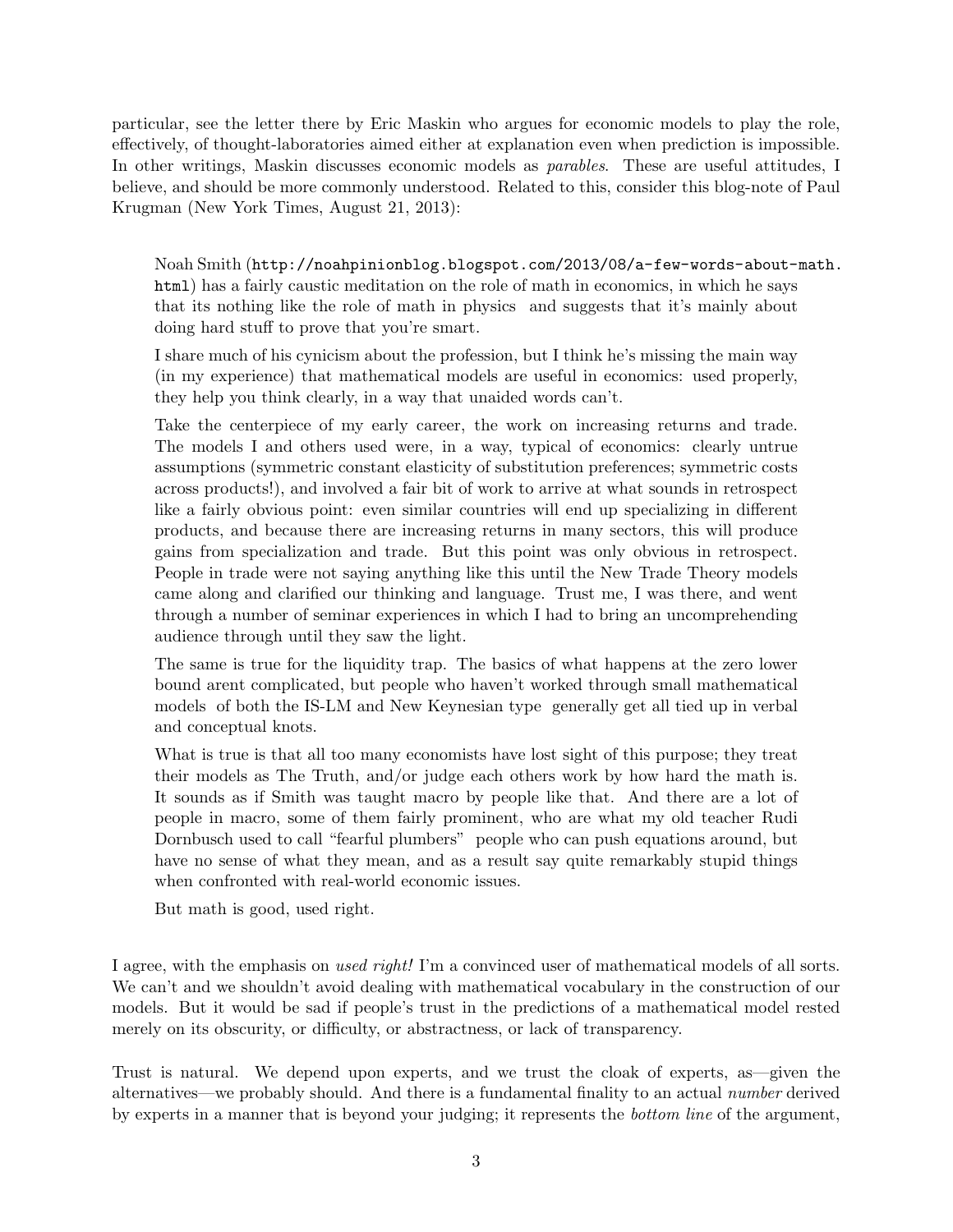particular, see the letter there by Eric Maskin who argues for economic models to play the role, effectively, of thought-laboratories aimed either at explanation even when prediction is impossible. In other writings, Maskin discusses economic models as *parables*. These are useful attitudes, I believe, and should be more commonly understood. Related to this, consider this blog-note of Paul Krugman (New York Times, August 21, 2013):

> Noah Smith (`http://noahpinionblog.blogspot.com/2013/08/a-few-words-about-math.html`) has a fairly caustic meditation on the role of math in economics, in which he says that its nothing like the role of math in physics  and suggests that it's mainly about doing hard stuff to prove that you're smart.
>
> I share much of his cynicism about the profession, but I think he's missing the main way (in my experience) that mathematical models are useful in economics: used properly, they help you think clearly, in a way that unaided words can't.
>
> Take the centerpiece of my early career, the work on increasing returns and trade. The models I and others used were, in a way, typical of economics: clearly untrue assumptions (symmetric constant elasticity of substitution preferences; symmetric costs across products!), and involved a fair bit of work to arrive at what sounds in retrospect like a fairly obvious point: even similar countries will end up specializing in different products, and because there are increasing returns in many sectors, this will produce gains from specialization and trade. But this point was only obvious in retrospect. People in trade were not saying anything like this until the New Trade Theory models came along and clarified our thinking and language. Trust me, I was there, and went through a number of seminar experiences in which I had to bring an uncomprehending audience through until they saw the light.
>
> The same is true for the liquidity trap. The basics of what happens at the zero lower bound arent complicated, but people who haven't worked through small mathematical models  of both the IS-LM and New Keynesian type  generally get all tied up in verbal and conceptual knots.
>
> What is true is that all too many economists have lost sight of this purpose; they treat their models as The Truth, and/or judge each others work by how hard the math is. It sounds as if Smith was taught macro by people like that. And there are a lot of people in macro, some of them fairly prominent, who are what my old teacher Rudi Dornbusch used to call "fearful plumbers"  people who can push equations around, but have no sense of what they mean, and as a result say quite remarkably stupid things when confronted with real-world economic issues.
>
> But math is good, used right.

I agree, with the emphasis on *used right!* I'm a convinced user of mathematical models of all sorts. We can't and we shouldn't avoid dealing with mathematical vocabulary in the construction of our models. But it would be sad if people's trust in the predictions of a mathematical model rested merely on its obscurity, or difficulty, or abstractness, or lack of transparency.

Trust is natural. We depend upon experts, and we trust the cloak of experts, as—given the alternatives—we probably should. And there is a fundamental finality to an actual *number* derived by experts in a manner that is beyond your judging; it represents the *bottom line* of the argument,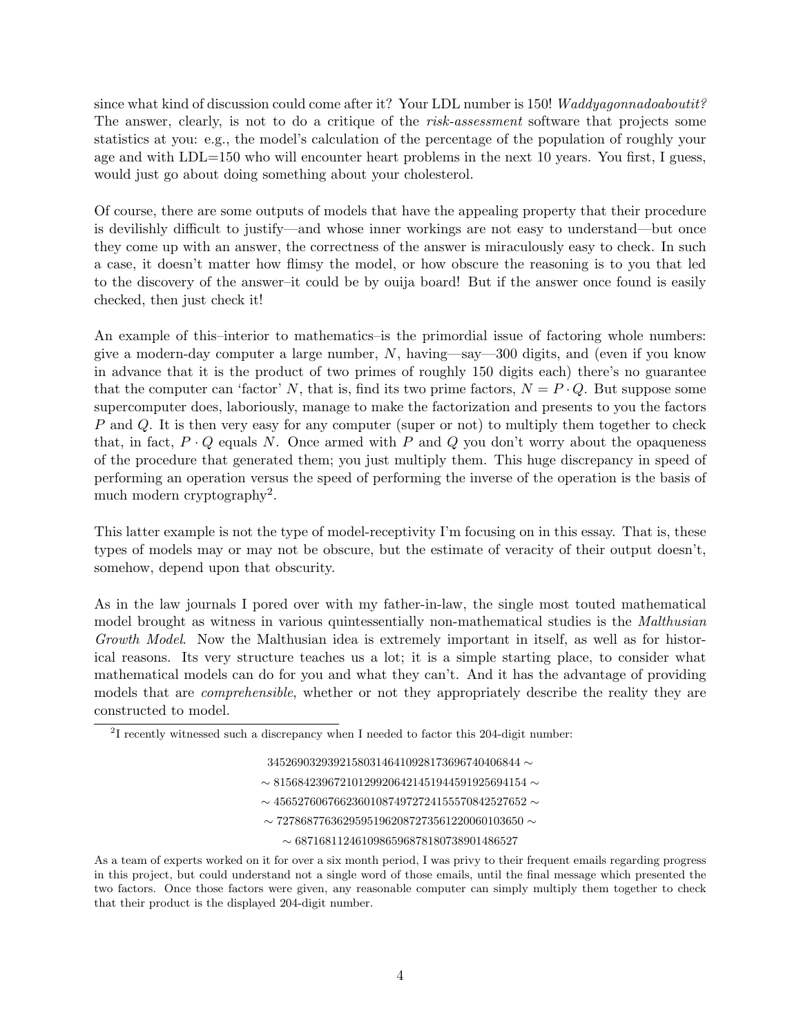since what kind of discussion could come after it? Your LDL number is 150! *Waddyagonnadoaboutit?* The answer, clearly, is not to do a critique of the *risk-assessment* software that projects some statistics at you: e.g., the model's calculation of the percentage of the population of roughly your age and with LDL=150 who will encounter heart problems in the next 10 years. You first, I guess, would just go about doing something about your cholesterol.

Of course, there are some outputs of models that have the appealing property that their procedure is devilishly difficult to justify—and whose inner workings are not easy to understand—but once they come up with an answer, the correctness of the answer is miraculously easy to check. In such a case, it doesn't matter how flimsy the model, or how obscure the reasoning is to you that led to the discovery of the answer–it could be by ouija board! But if the answer once found is easily checked, then just check it!

An example of this–interior to mathematics–is the primordial issue of factoring whole numbers: give a modern-day computer a large number, $N$, having—say—300 digits, and (even if you know in advance that it is the product of two primes of roughly 150 digits each) there's no guarantee that the computer can 'factor' $N$, that is, find its two prime factors, $N = P \cdot Q$. But suppose some supercomputer does, laboriously, manage to make the factorization and presents to you the factors $P$ and $Q$. It is then very easy for any computer (super or not) to multiply them together to check that, in fact, $P \cdot Q$ equals $N$. Once armed with $P$ and $Q$ you don't worry about the opaqueness of the procedure that generated them; you just multiply them. This huge discrepancy in speed of performing an operation versus the speed of performing the inverse of the operation is the basis of much modern cryptography[2].

This latter example is not the type of model-receptivity I'm focusing on in this essay. That is, these types of models may or may not be obscure, but the estimate of veracity of their output doesn't, somehow, depend upon that obscurity.

As in the law journals I pored over with my father-in-law, the single most touted mathematical model brought as witness in various quintessentially non-mathematical studies is the *Malthusian Growth Model*. Now the Malthusian idea is extremely important in itself, as well as for historical reasons. Its very structure teaches us a lot; it is a simple starting place, to consider what mathematical models can do for you and what they can't. And it has the advantage of providing models that are *comprehensible*, whether or not they appropriately describe the reality they are constructed to model.

---

[2]I recently witnessed such a discrepancy when I needed to factor this 204-digit number:

$$
\begin{gathered}
3452690329392158031464109281736967404068​44 \sim \\
\sim 815684239672101299206421451944591925694154 \sim \\
\sim 456527606766236010874972724155570842527652 \sim \\
\sim 727868776362959519620872735612200601036​50 \sim \\
\sim 68716811246109865968781807389014865​27
\end{gathered}
$$

As a team of experts worked on it for over a six month period, I was privy to their frequent emails regarding progress in this project, but could understand not a single word of those emails, until the final message which presented the two factors. Once those factors were given, any reasonable computer can simply multiply them together to check that their product is the displayed 204-digit number.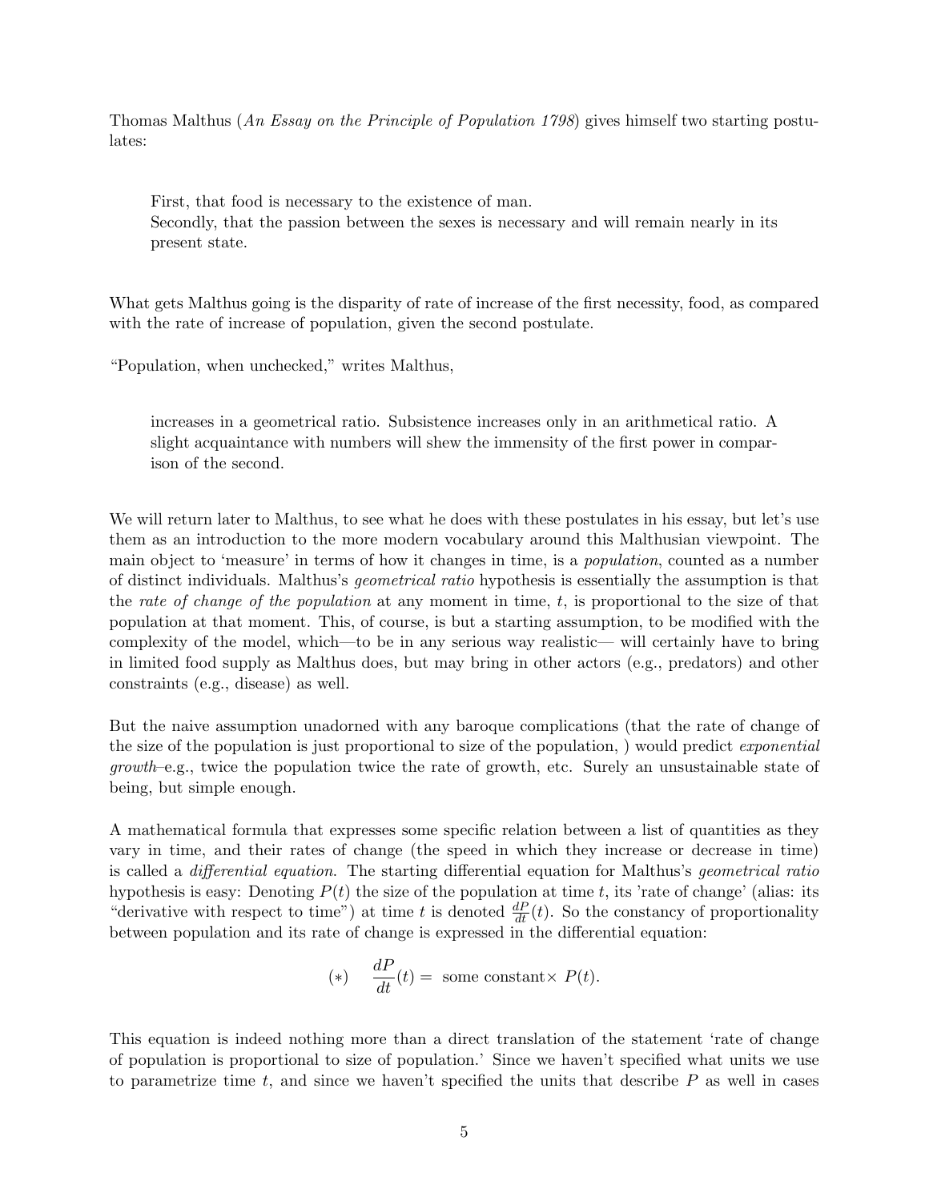Thomas Malthus (*An Essay on the Principle of Population 1798*) gives himself two starting postulates:

> First, that food is necessary to the existence of man.
> Secondly, that the passion between the sexes is necessary and will remain nearly in its present state.

What gets Malthus going is the disparity of rate of increase of the first necessity, food, as compared with the rate of increase of population, given the second postulate.

"Population, when unchecked," writes Malthus,

> increases in a geometrical ratio. Subsistence increases only in an arithmetical ratio. A slight acquaintance with numbers will shew the immensity of the first power in comparison of the second.

We will return later to Malthus, to see what he does with these postulates in his essay, but let's use them as an introduction to the more modern vocabulary around this Malthusian viewpoint. The main object to 'measure' in terms of how it changes in time, is a *population*, counted as a number of distinct individuals. Malthus's *geometrical ratio* hypothesis is essentially the assumption is that the *rate of change of the population* at any moment in time, $t$, is proportional to the size of that population at that moment. This, of course, is but a starting assumption, to be modified with the complexity of the model, which—to be in any serious way realistic— will certainly have to bring in limited food supply as Malthus does, but may bring in other actors (e.g., predators) and other constraints (e.g., disease) as well.

But the naive assumption unadorned with any baroque complications (that the rate of change of the size of the population is just proportional to size of the population, ) would predict *exponential growth*–e.g., twice the population twice the rate of growth, etc. Surely an unsustainable state of being, but simple enough.

A mathematical formula that expresses some specific relation between a list of quantities as they vary in time, and their rates of change (the speed in which they increase or decrease in time) is called a *differential equation*. The starting differential equation for Malthus's *geometrical ratio* hypothesis is easy: Denoting $P(t)$ the size of the population at time $t$, its 'rate of change' (alias: its "derivative with respect to time") at time $t$ is denoted $\frac{dP}{dt}(t)$. So the constancy of proportionality between population and its rate of change is expressed in the differential equation:

$$(*) \quad \frac{dP}{dt}(t) = \text{ some constant} \times \ P(t).$$

This equation is indeed nothing more than a direct translation of the statement 'rate of change of population is proportional to size of population.' Since we haven't specified what units we use to parametrize time $t$, and since we haven't specified the units that describe $P$ as well in cases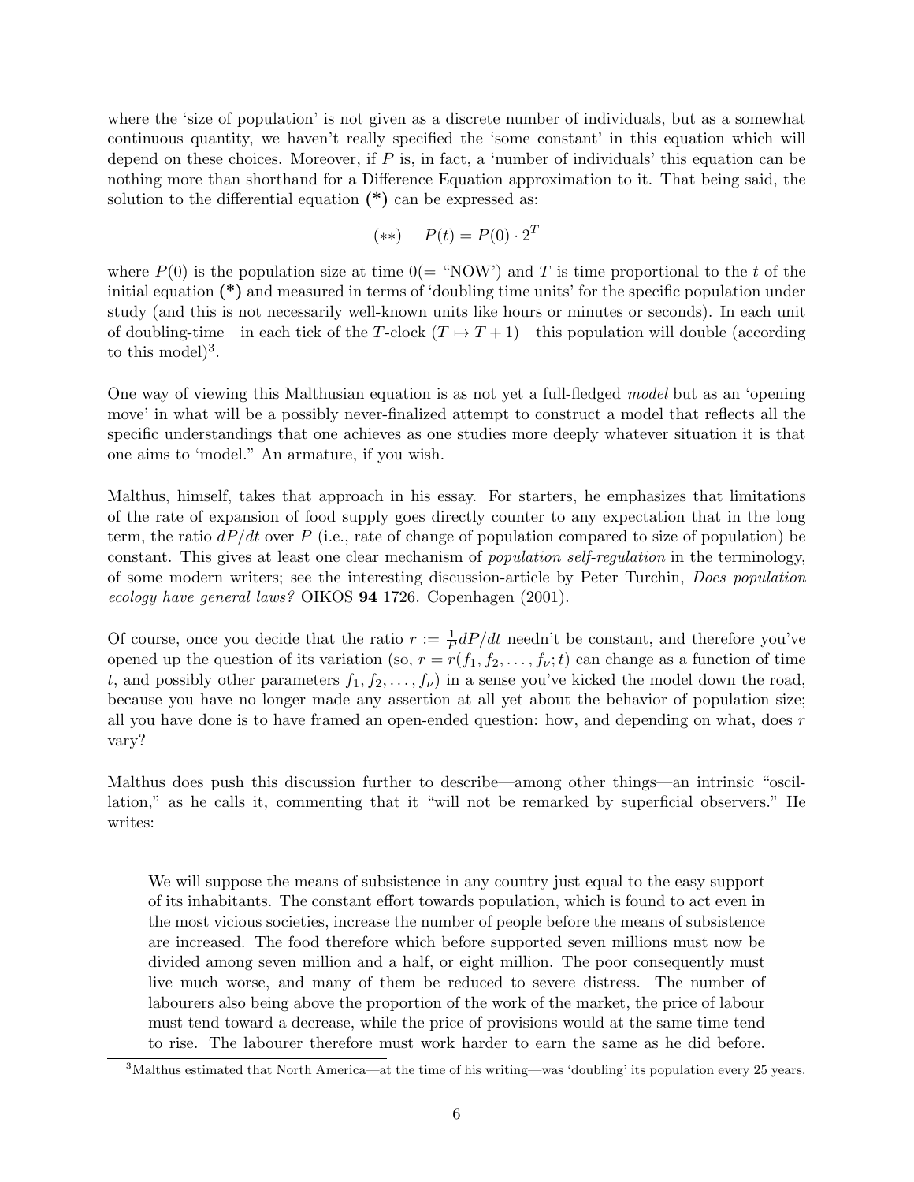where the 'size of population' is not given as a discrete number of individuals, but as a somewhat continuous quantity, we haven't really specified the 'some constant' in this equation which will depend on these choices. Moreover, if $P$ is, in fact, a 'number of individuals' this equation can be nothing more than shorthand for a Difference Equation approximation to it. That being said, the solution to the differential equation **(*)** can be expressed as:

$$(**) \quad P(t) = P(0) \cdot 2^T$$

where $P(0)$ is the population size at time $0 (=$ "NOW') and $T$ is time proportional to the $t$ of the initial equation **(*)** and measured in terms of 'doubling time units' for the specific population under study (and this is not necessarily well-known units like hours or minutes or seconds). In each unit of doubling-time—in each tick of the $T$-clock ($T \mapsto T+1$)—this population will double (according to this model)[3].

One way of viewing this Malthusian equation is as not yet a full-fledged *model* but as an 'opening move' in what will be a possibly never-finalized attempt to construct a model that reflects all the specific understandings that one achieves as one studies more deeply whatever situation it is that one aims to 'model." An armature, if you wish.

Malthus, himself, takes that approach in his essay. For starters, he emphasizes that limitations of the rate of expansion of food supply goes directly counter to any expectation that in the long term, the ratio $dP/dt$ over $P$ (i.e., rate of change of population compared to size of population) be constant. This gives at least one clear mechanism of *population self-regulation* in the terminology, of some modern writers; see the interesting discussion-article by Peter Turchin, *Does population ecology have general laws?* OIKOS **94** 1726. Copenhagen (2001).

Of course, once you decide that the ratio $r := \frac{1}{P}dP/dt$ needn't be constant, and therefore you've opened up the question of its variation (so, $r = r(f_1, f_2, \ldots, f_\nu; t)$ can change as a function of time $t$, and possibly other parameters $f_1, f_2, \ldots, f_\nu$) in a sense you've kicked the model down the road, because you have no longer made any assertion at all yet about the behavior of population size; all you have done is to have framed an open-ended question: how, and depending on what, does $r$ vary?

Malthus does push this discussion further to describe—among other things—an intrinsic "oscillation," as he calls it, commenting that it "will not be remarked by superficial observers." He writes:

> We will suppose the means of subsistence in any country just equal to the easy support of its inhabitants. The constant effort towards population, which is found to act even in the most vicious societies, increase the number of people before the means of subsistence are increased. The food therefore which before supported seven millions must now be divided among seven million and a half, or eight million. The poor consequently must live much worse, and many of them be reduced to severe distress. The number of labourers also being above the proportion of the work of the market, the price of labour must tend toward a decrease, while the price of provisions would at the same time tend to rise. The labourer therefore must work harder to earn the same as he did before.

[3] Malthus estimated that North America—at the time of his writing—was 'doubling' its population every 25 years.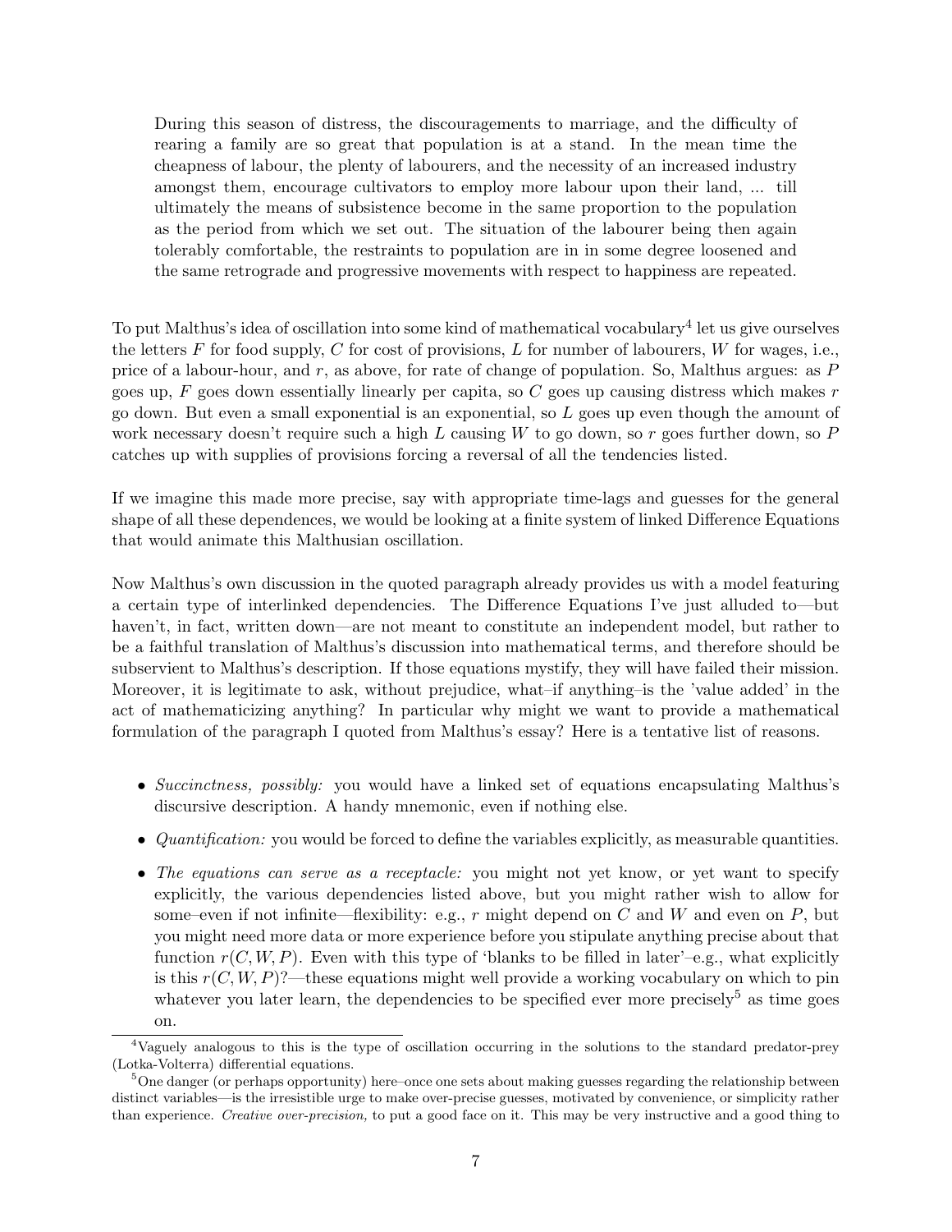> During this season of distress, the discouragements to marriage, and the difficulty of rearing a family are so great that population is at a stand. In the mean time the cheapness of labour, the plenty of labourers, and the necessity of an increased industry amongst them, encourage cultivators to employ more labour upon their land, ... till ultimately the means of subsistence become in the same proportion to the population as the period from which we set out. The situation of the labourer being then again tolerably comfortable, the restraints to population are in in some degree loosened and the same retrograde and progressive movements with respect to happiness are repeated.

To put Malthus's idea of oscillation into some kind of mathematical vocabulary[4] let us give ourselves the letters $F$ for food supply, $C$ for cost of provisions, $L$ for number of labourers, $W$ for wages, i.e., price of a labour-hour, and $r$, as above, for rate of change of population. So, Malthus argues: as $P$ goes up, $F$ goes down essentially linearly per capita, so $C$ goes up causing distress which makes $r$ go down. But even a small exponential is an exponential, so $L$ goes up even though the amount of work necessary doesn't require such a high $L$ causing $W$ to go down, so $r$ goes further down, so $P$ catches up with supplies of provisions forcing a reversal of all the tendencies listed.

If we imagine this made more precise, say with appropriate time-lags and guesses for the general shape of all these dependences, we would be looking at a finite system of linked Difference Equations that would animate this Malthusian oscillation.

Now Malthus's own discussion in the quoted paragraph already provides us with a model featuring a certain type of interlinked dependencies. The Difference Equations I've just alluded to—but haven't, in fact, written down—are not meant to constitute an independent model, but rather to be a faithful translation of Malthus's discussion into mathematical terms, and therefore should be subservient to Malthus's description. If those equations mystify, they will have failed their mission. Moreover, it is legitimate to ask, without prejudice, what–if anything–is the 'value added' in the act of mathematicizing anything? In particular why might we want to provide a mathematical formulation of the paragraph I quoted from Malthus's essay? Here is a tentative list of reasons.

- *Succinctness, possibly:* you would have a linked set of equations encapsulating Malthus's discursive description. A handy mnemonic, even if nothing else.
- *Quantification:* you would be forced to define the variables explicitly, as measurable quantities.
- *The equations can serve as a receptacle:* you might not yet know, or yet want to specify explicitly, the various dependencies listed above, but you might rather wish to allow for some–even if not infinite—flexibility: e.g., $r$ might depend on $C$ and $W$ and even on $P$, but you might need more data or more experience before you stipulate anything precise about that function $r(C, W, P)$. Even with this type of 'blanks to be filled in later'–e.g., what explicitly is this $r(C, W, P)$?—these equations might well provide a working vocabulary on which to pin whatever you later learn, the dependencies to be specified ever more precisely[5] as time goes on.

[4] Vaguely analogous to this is the type of oscillation occurring in the solutions to the standard predator-prey (Lotka-Volterra) differential equations.

[5] One danger (or perhaps opportunity) here–once one sets about making guesses regarding the relationship between distinct variables—is the irresistible urge to make over-precise guesses, motivated by convenience, or simplicity rather than experience. *Creative over-precision,* to put a good face on it. This may be very instructive and a good thing to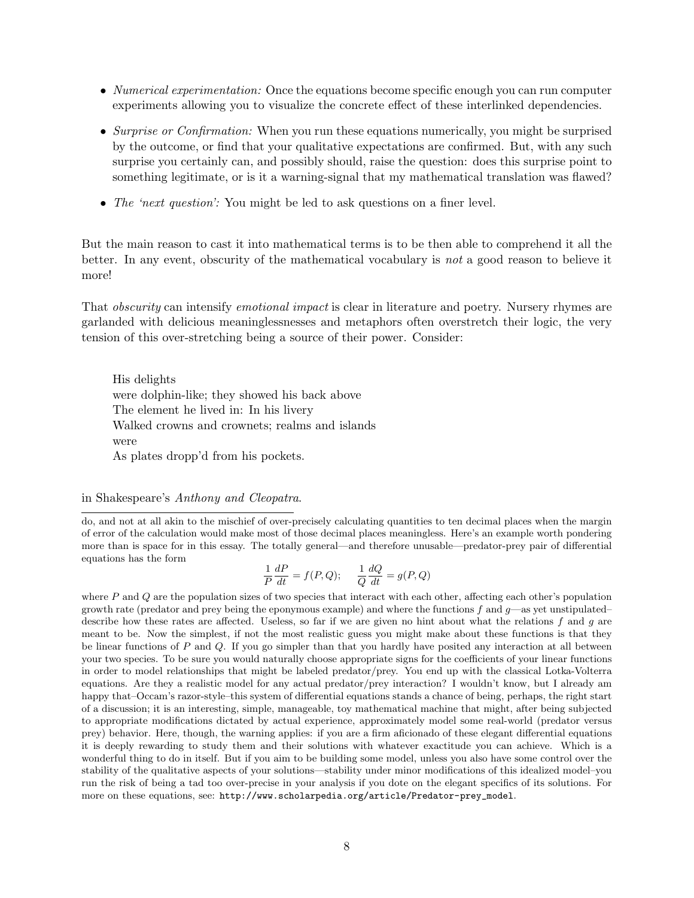- *Numerical experimentation:* Once the equations become specific enough you can run computer experiments allowing you to visualize the concrete effect of these interlinked dependencies.
- *Surprise or Confirmation:* When you run these equations numerically, you might be surprised by the outcome, or find that your qualitative expectations are confirmed. But, with any such surprise you certainly can, and possibly should, raise the question: does this surprise point to something legitimate, or is it a warning-signal that my mathematical translation was flawed?
- *The 'next question':* You might be led to ask questions on a finer level.

But the main reason to cast it into mathematical terms is to be then able to comprehend it all the better. In any event, obscurity of the mathematical vocabulary is *not* a good reason to believe it more!

That *obscurity* can intensify *emotional impact* is clear in literature and poetry. Nursery rhymes are garlanded with delicious meaninglessnesses and metaphors often overstretch their logic, the very tension of this over-stretching being a source of their power. Consider:

> His delights
> were dolphin-like; they showed his back above
> The element he lived in: In his livery
> Walked crowns and crownets; realms and islands
> were
> As plates dropp'd from his pockets.

in Shakespeare's *Anthony and Cleopatra*.

---

do, and not at all akin to the mischief of over-precisely calculating quantities to ten decimal places when the margin of error of the calculation would make most of those decimal places meaningless. Here's an example worth pondering more than is space for in this essay. The totally general—and therefore unusable—predator-prey pair of differential equations has the form

$$\frac{1}{P}\frac{dP}{dt} = f(P,Q); \qquad \frac{1}{Q}\frac{dQ}{dt} = g(P,Q)$$

where $P$ and $Q$ are the population sizes of two species that interact with each other, affecting each other's population growth rate (predator and prey being the eponymous example) and where the functions $f$ and $g$—as yet unstipulated–describe how these rates are affected. Useless, so far if we are given no hint about what the relations $f$ and $g$ are meant to be. Now the simplest, if not the most realistic guess you might make about these functions is that they be linear functions of $P$ and $Q$. If you go simpler than that you hardly have posited any interaction at all between your two species. To be sure you would naturally choose appropriate signs for the coefficients of your linear functions in order to model relationships that might be labeled predator/prey. You end up with the classical Lotka-Volterra equations. Are they a realistic model for any actual predator/prey interaction? I wouldn't know, but I already am happy that–Occam's razor-style–this system of differential equations stands a chance of being, perhaps, the right start of a discussion; it is an interesting, simple, manageable, toy mathematical machine that might, after being subjected to appropriate modifications dictated by actual experience, approximately model some real-world (predator versus prey) behavior. Here, though, the warning applies: if you are a firm aficionado of these elegant differential equations it is deeply rewarding to study them and their solutions with whatever exactitude you can achieve. Which is a wonderful thing to do in itself. But if you aim to be building some model, unless you also have some control over the stability of the qualitative aspects of your solutions—stability under minor modifications of this idealized model–you run the risk of being a tad too over-precise in your analysis if you dote on the elegant specifics of its solutions. For more on these equations, see: http://www.scholarpedia.org/article/Predator-prey_model.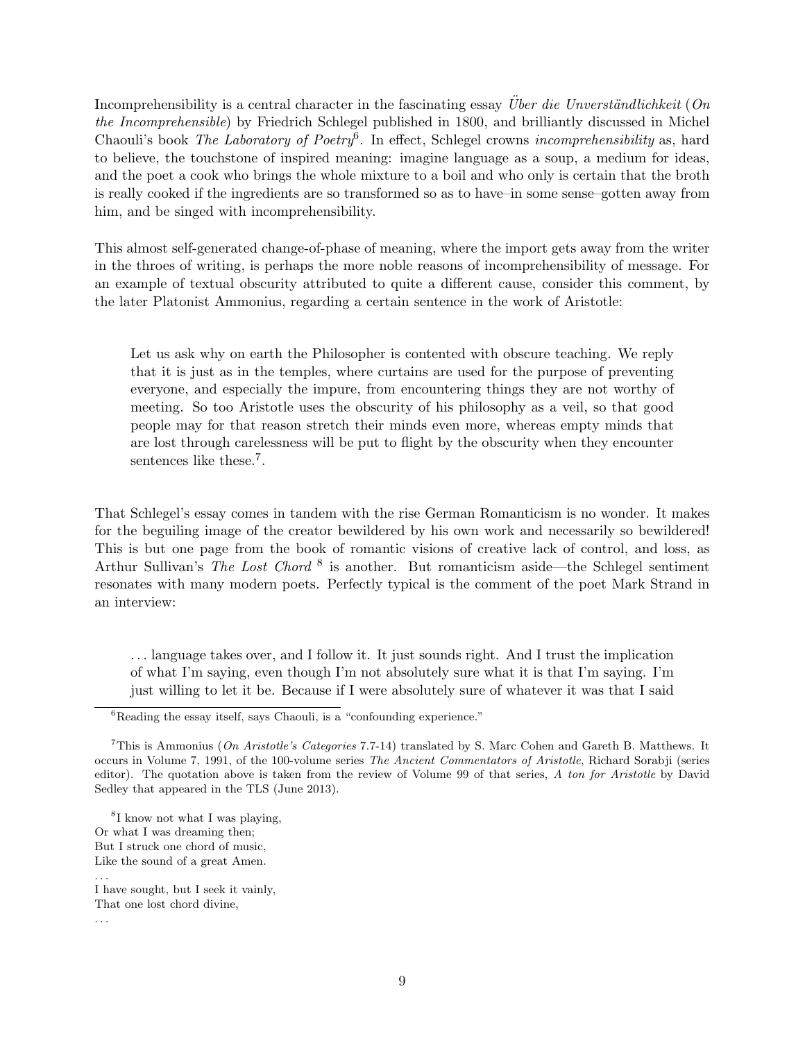Incomprehensibility is a central character in the fascinating essay *Über die Unverständlichkeit* (*On the Incomprehensible*) by Friedrich Schlegel published in 1800, and brilliantly discussed in Michel Chaouli's book *The Laboratory of Poetry*[6]. In effect, Schlegel crowns *incomprehensibility* as, hard to believe, the touchstone of inspired meaning: imagine language as a soup, a medium for ideas, and the poet a cook who brings the whole mixture to a boil and who only is certain that the broth is really cooked if the ingredients are so transformed so as to have–in some sense–gotten away from him, and be singed with incomprehensibility.

This almost self-generated change-of-phase of meaning, where the import gets away from the writer in the throes of writing, is perhaps the more noble reasons of incomprehensibility of message. For an example of textual obscurity attributed to quite a different cause, consider this comment, by the later Platonist Ammonius, regarding a certain sentence in the work of Aristotle:

> Let us ask why on earth the Philosopher is contented with obscure teaching. We reply that it is just as in the temples, where curtains are used for the purpose of preventing everyone, and especially the impure, from encountering things they are not worthy of meeting. So too Aristotle uses the obscurity of his philosophy as a veil, so that good people may for that reason stretch their minds even more, whereas empty minds that are lost through carelessness will be put to flight by the obscurity when they encounter sentences like these.[7].

That Schlegel's essay comes in tandem with the rise German Romanticism is no wonder. It makes for the beguiling image of the creator bewildered by his own work and necessarily so bewildered! This is but one page from the book of romantic visions of creative lack of control, and loss, as Arthur Sullivan's *The Lost Chord* [8] is another. But romanticism aside—the Schlegel sentiment resonates with many modern poets. Perfectly typical is the comment of the poet Mark Strand in an interview:

> ... language takes over, and I follow it. It just sounds right. And I trust the implication of what I'm saying, even though I'm not absolutely sure what it is that I'm saying. I'm just willing to let it be. Because if I were absolutely sure of whatever it was that I said

---

[6] Reading the essay itself, says Chaouli, is a "confounding experience."

[7] This is Ammonius (*On Aristotle's Categories* 7.7-14) translated by S. Marc Cohen and Gareth B. Matthews. It occurs in Volume 7, 1991, of the 100-volume series *The Ancient Commentators of Aristotle*, Richard Sorabji (series editor). The quotation above is taken from the review of Volume 99 of that series, *A ton for Aristotle* by David Sedley that appeared in the TLS (June 2013).

[8] I know not what I was playing,
Or what I was dreaming then;
But I struck one chord of music,
Like the sound of a great Amen.
...
I have sought, but I seek it vainly,
That one lost chord divine,
...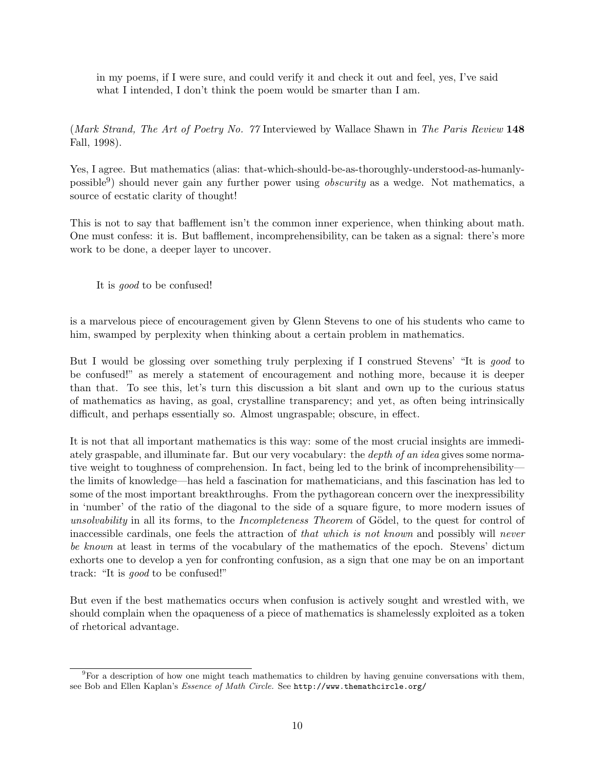> in my poems, if I were sure, and could verify it and check it out and feel, yes, I've said what I intended, I don't think the poem would be smarter than I am.

(*Mark Strand, The Art of Poetry No. 77* Interviewed by Wallace Shawn in *The Paris Review* **148** Fall, 1998).

Yes, I agree. But mathematics (alias: that-which-should-be-as-thoroughly-understood-as-humanly-possible[9]) should never gain any further power using *obscurity* as a wedge. Not mathematics, a source of ecstatic clarity of thought!

This is not to say that bafflement isn't the common inner experience, when thinking about math. One must confess: it is. But bafflement, incomprehensibility, can be taken as a signal: there's more work to be done, a deeper layer to uncover.

> It is *good* to be confused!

is a marvelous piece of encouragement given by Glenn Stevens to one of his students who came to him, swamped by perplexity when thinking about a certain problem in mathematics.

But I would be glossing over something truly perplexing if I construed Stevens' "It is *good* to be confused!" as merely a statement of encouragement and nothing more, because it is deeper than that. To see this, let's turn this discussion a bit slant and own up to the curious status of mathematics as having, as goal, crystalline transparency; and yet, as often being intrinsically difficult, and perhaps essentially so. Almost ungraspable; obscure, in effect.

It is not that all important mathematics is this way: some of the most crucial insights are immediately graspable, and illuminate far. But our very vocabulary: the *depth of an idea* gives some normative weight to toughness of comprehension. In fact, being led to the brink of incomprehensibility—the limits of knowledge—has held a fascination for mathematicians, and this fascination has led to some of the most important breakthroughs. From the pythagorean concern over the inexpressibility in 'number' of the ratio of the diagonal to the side of a square figure, to more modern issues of *unsolvability* in all its forms, to the *Incompleteness Theorem* of Gödel, to the quest for control of inaccessible cardinals, one feels the attraction of *that which is not known* and possibly will *never be known* at least in terms of the vocabulary of the mathematics of the epoch. Stevens' dictum exhorts one to develop a yen for confronting confusion, as a sign that one may be on an important track: "It is *good* to be confused!"

But even if the best mathematics occurs when confusion is actively sought and wrestled with, we should complain when the opaqueness of a piece of mathematics is shamelessly exploited as a token of rhetorical advantage.

---

[9] For a description of how one might teach mathematics to children by having genuine conversations with them, see Bob and Ellen Kaplan's *Essence of Math Circle*. See `http://www.themathcircle.org/`